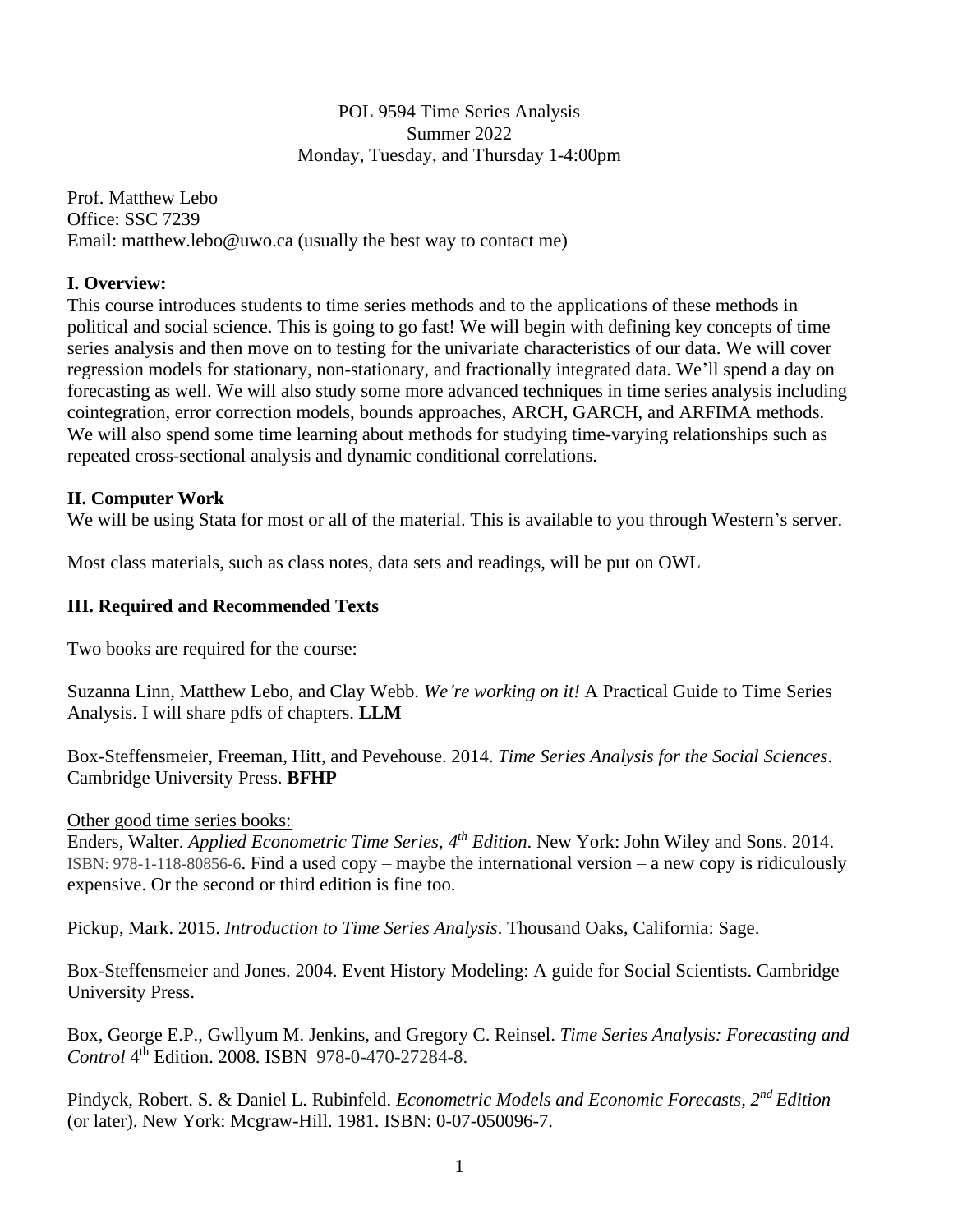POL 9594 Time Series Analysis
Summer 2022
Monday, Tuesday, and Thursday 1-4:00pm

Prof. Matthew Lebo
Office: SSC 7239
Email: matthew.lebo@uwo.ca (usually the best way to contact me)

## I. Overview:

This course introduces students to time series methods and to the applications of these methods in political and social science. This is going to go fast! We will begin with defining key concepts of time series analysis and then move on to testing for the univariate characteristics of our data. We will cover regression models for stationary, non-stationary, and fractionally integrated data. We'll spend a day on forecasting as well. We will also study some more advanced techniques in time series analysis including cointegration, error correction models, bounds approaches, ARCH, GARCH, and ARFIMA methods. We will also spend some time learning about methods for studying time-varying relationships such as repeated cross-sectional analysis and dynamic conditional correlations.

## II. Computer Work

We will be using Stata for most or all of the material. This is available to you through Western's server.

Most class materials, such as class notes, data sets and readings, will be put on OWL

## III. Required and Recommended Texts

Two books are required for the course:

Suzanna Linn, Matthew Lebo, and Clay Webb. *We're working on it!* A Practical Guide to Time Series Analysis. I will share pdfs of chapters. **LLM**

Box-Steffensmeier, Freeman, Hitt, and Pevehouse. 2014. *Time Series Analysis for the Social Sciences*. Cambridge University Press. **BFHP**

Other good time series books:

Enders, Walter. *Applied Econometric Time Series, 4th Edition*. New York: John Wiley and Sons. 2014. ISBN: 978-1-118-80856-6. Find a used copy – maybe the international version – a new copy is ridiculously expensive. Or the second or third edition is fine too.

Pickup, Mark. 2015. *Introduction to Time Series Analysis*. Thousand Oaks, California: Sage.

Box-Steffensmeier and Jones. 2004. Event History Modeling: A guide for Social Scientists. Cambridge University Press.

Box, George E.P., Gwllyum M. Jenkins, and Gregory C. Reinsel. *Time Series Analysis: Forecasting and Control* 4th Edition. 2008. ISBN 978-0-470-27284-8.

Pindyck, Robert. S. & Daniel L. Rubinfeld. *Econometric Models and Economic Forecasts, 2nd Edition* (or later). New York: Mcgraw-Hill. 1981. ISBN: 0-07-050096-7.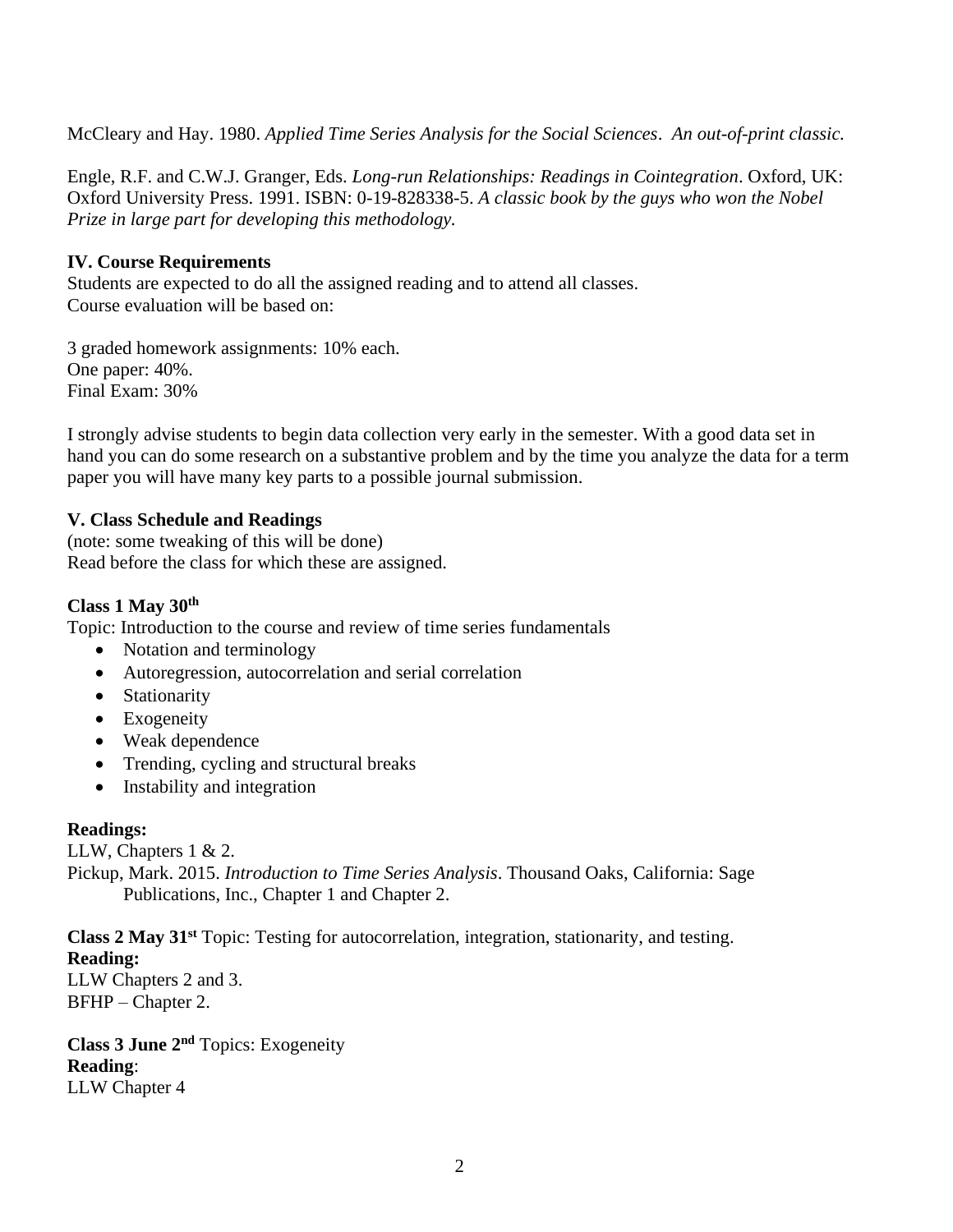McCleary and Hay. 1980. *Applied Time Series Analysis for the Social Sciences*. *An out-of-print classic.*

Engle, R.F. and C.W.J. Granger, Eds. *Long-run Relationships: Readings in Cointegration*. Oxford, UK: Oxford University Press. 1991. ISBN: 0-19-828338-5. *A classic book by the guys who won the Nobel Prize in large part for developing this methodology.*

## IV. Course Requirements

Students are expected to do all the assigned reading and to attend all classes.
Course evaluation will be based on:

3 graded homework assignments: 10% each.
One paper: 40%.
Final Exam: 30%

I strongly advise students to begin data collection very early in the semester. With a good data set in hand you can do some research on a substantive problem and by the time you analyze the data for a term paper you will have many key parts to a possible journal submission.

## V. Class Schedule and Readings

(note: some tweaking of this will be done)
Read before the class for which these are assigned.

**Class 1 May 30th**

Topic: Introduction to the course and review of time series fundamentals

- Notation and terminology
- Autoregression, autocorrelation and serial correlation
- Stationarity
- Exogeneity
- Weak dependence
- Trending, cycling and structural breaks
- Instability and integration

**Readings:**

LLW, Chapters 1 & 2.
Pickup, Mark. 2015. *Introduction to Time Series Analysis*. Thousand Oaks, California: Sage Publications, Inc., Chapter 1 and Chapter 2.

**Class 2 May 31st** Topic: Testing for autocorrelation, integration, stationarity, and testing.
**Reading:**
LLW Chapters 2 and 3.
BFHP – Chapter 2.

**Class 3 June 2nd** Topics: Exogeneity
**Reading**:
LLW Chapter 4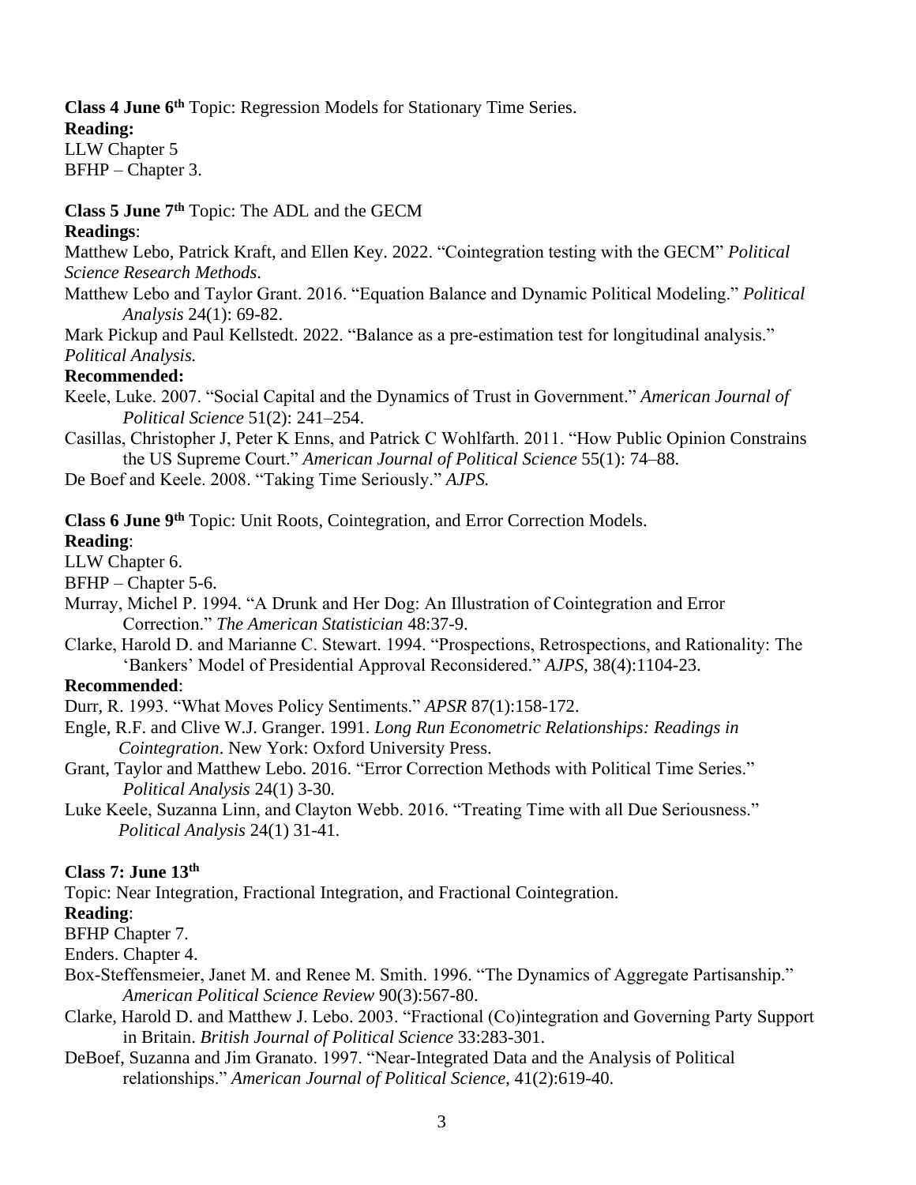**Class 4 June 6th** Topic: Regression Models for Stationary Time Series.

**Reading:**

LLW Chapter 5

BFHP – Chapter 3.

**Class 5 June 7th** Topic: The ADL and the GECM

**Readings**:

Matthew Lebo, Patrick Kraft, and Ellen Key. 2022. "Cointegration testing with the GECM" *Political Science Research Methods*.

Matthew Lebo and Taylor Grant. 2016. "Equation Balance and Dynamic Political Modeling." *Political Analysis* 24(1): 69-82.

Mark Pickup and Paul Kellstedt. 2022. "Balance as a pre-estimation test for longitudinal analysis." *Political Analysis.*

**Recommended:**

Keele, Luke. 2007. "Social Capital and the Dynamics of Trust in Government." *American Journal of Political Science* 51(2): 241–254.

Casillas, Christopher J, Peter K Enns, and Patrick C Wohlfarth. 2011. "How Public Opinion Constrains the US Supreme Court." *American Journal of Political Science* 55(1): 74–88.

De Boef and Keele. 2008. "Taking Time Seriously." *AJPS.*

**Class 6 June 9th** Topic: Unit Roots, Cointegration, and Error Correction Models.

**Reading**:

LLW Chapter 6.

BFHP – Chapter 5-6.

Murray, Michel P. 1994. "A Drunk and Her Dog: An Illustration of Cointegration and Error Correction." *The American Statistician* 48:37-9.

Clarke, Harold D. and Marianne C. Stewart. 1994. "Prospections, Retrospections, and Rationality: The 'Bankers' Model of Presidential Approval Reconsidered." *AJPS*, 38(4):1104-23.

**Recommended**:

Durr, R. 1993. "What Moves Policy Sentiments." *APSR* 87(1):158-172.

Engle, R.F. and Clive W.J. Granger. 1991. *Long Run Econometric Relationships: Readings in Cointegration*. New York: Oxford University Press.

Grant, Taylor and Matthew Lebo. 2016. "Error Correction Methods with Political Time Series." *Political Analysis* 24(1) 3-30*.*

Luke Keele, Suzanna Linn, and Clayton Webb. 2016. "Treating Time with all Due Seriousness." *Political Analysis* 24(1) 31-41.

**Class 7: June 13th**

Topic: Near Integration, Fractional Integration, and Fractional Cointegration.

**Reading**:

BFHP Chapter 7.

Enders. Chapter 4.

Box-Steffensmeier, Janet M. and Renee M. Smith. 1996. "The Dynamics of Aggregate Partisanship." *American Political Science Review* 90(3):567-80.

Clarke, Harold D. and Matthew J. Lebo. 2003. "Fractional (Co)integration and Governing Party Support in Britain. *British Journal of Political Science* 33:283-301.

DeBoef, Suzanna and Jim Granato. 1997. "Near-Integrated Data and the Analysis of Political relationships." *American Journal of Political Science*, 41(2):619-40.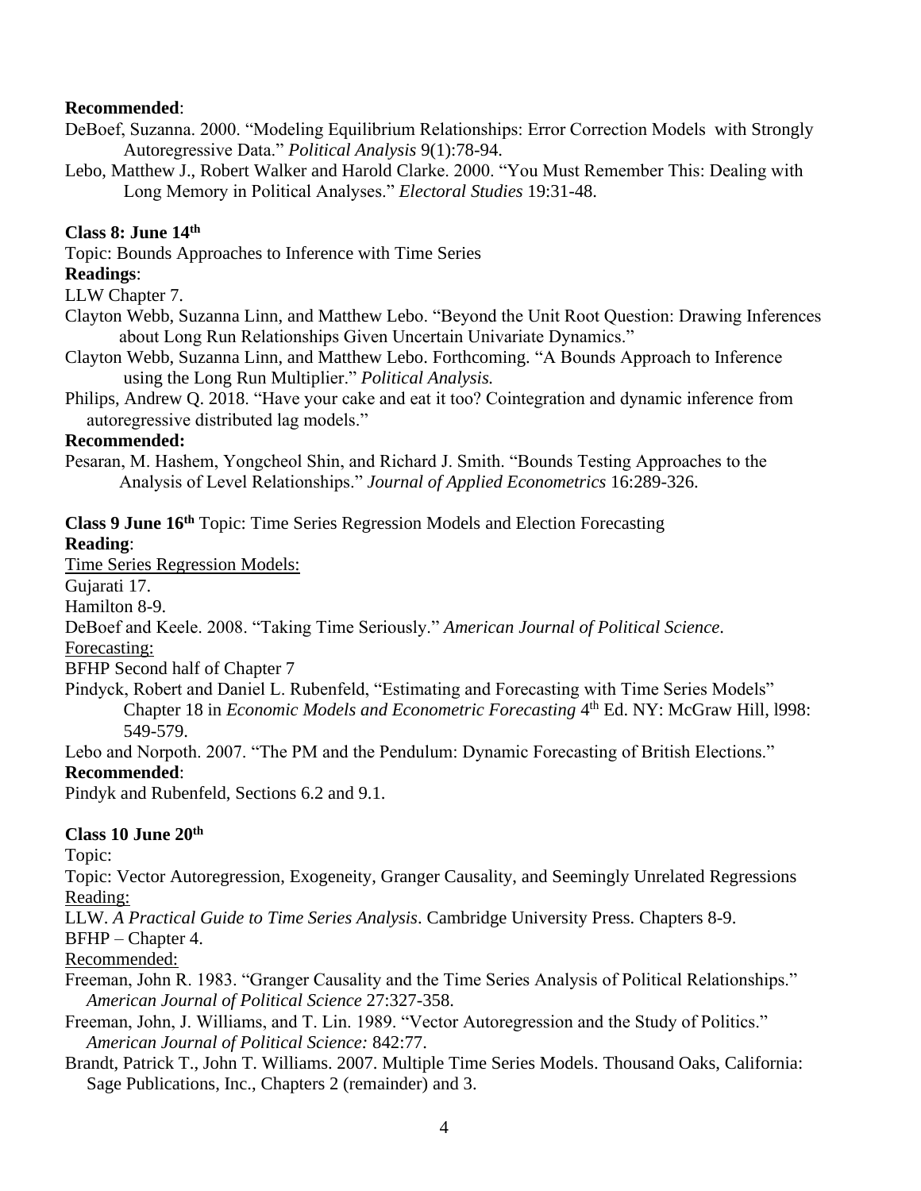**Recommended**:

DeBoef, Suzanna. 2000. “Modeling Equilibrium Relationships: Error Correction Models with Strongly Autoregressive Data.” *Political Analysis* 9(1):78-94.

Lebo, Matthew J., Robert Walker and Harold Clarke. 2000. “You Must Remember This: Dealing with Long Memory in Political Analyses.” *Electoral Studies* 19:31-48.

**Class 8: June 14th**

Topic: Bounds Approaches to Inference with Time Series

**Readings**:

LLW Chapter 7.

Clayton Webb, Suzanna Linn, and Matthew Lebo. “Beyond the Unit Root Question: Drawing Inferences about Long Run Relationships Given Uncertain Univariate Dynamics.”

Clayton Webb, Suzanna Linn, and Matthew Lebo. Forthcoming. “A Bounds Approach to Inference using the Long Run Multiplier.” *Political Analysis.*

Philips, Andrew Q. 2018. “Have your cake and eat it too? Cointegration and dynamic inference from autoregressive distributed lag models.”

**Recommended:**

Pesaran, M. Hashem, Yongcheol Shin, and Richard J. Smith. “Bounds Testing Approaches to the Analysis of Level Relationships.” *Journal of Applied Econometrics* 16:289-326.

**Class 9 June 16th** Topic: Time Series Regression Models and Election Forecasting

**Reading**:

<u>Time Series Regression Models:</u>

Gujarati 17.

Hamilton 8-9.

DeBoef and Keele. 2008. “Taking Time Seriously.” *American Journal of Political Science*.

<u>Forecasting:</u>

BFHP Second half of Chapter 7

Pindyck, Robert and Daniel L. Rubenfeld, “Estimating and Forecasting with Time Series Models” Chapter 18 in *Economic Models and Econometric Forecasting* 4th Ed. NY: McGraw Hill, l998: 549-579.

Lebo and Norpoth. 2007. “The PM and the Pendulum: Dynamic Forecasting of British Elections.”

**Recommended**:

Pindyk and Rubenfeld, Sections 6.2 and 9.1.

**Class 10 June 20th**

Topic:

Topic: Vector Autoregression, Exogeneity, Granger Causality, and Seemingly Unrelated Regressions

<u>Reading:</u>

LLW. *A Practical Guide to Time Series Analysis*. Cambridge University Press. Chapters 8-9.

BFHP – Chapter 4.

<u>Recommended:</u>

Freeman, John R. 1983. “Granger Causality and the Time Series Analysis of Political Relationships.” *American Journal of Political Science* 27:327-358.

Freeman, John, J. Williams, and T. Lin. 1989. “Vector Autoregression and the Study of Politics.” *American Journal of Political Science:* 842:77.

Brandt, Patrick T., John T. Williams. 2007. Multiple Time Series Models. Thousand Oaks, California: Sage Publications, Inc., Chapters 2 (remainder) and 3.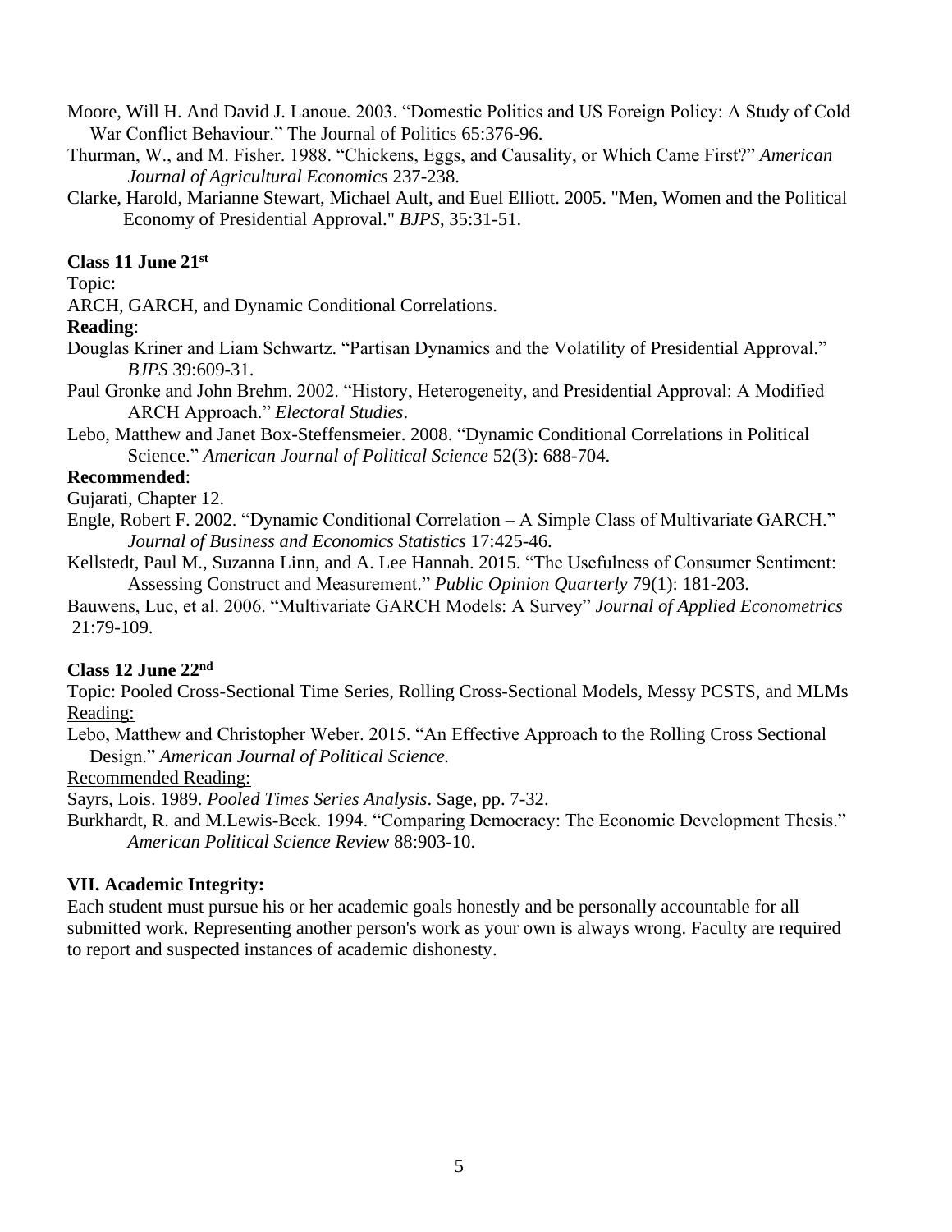Moore, Will H. And David J. Lanoue. 2003. "Domestic Politics and US Foreign Policy: A Study of Cold War Conflict Behaviour." The Journal of Politics 65:376-96.

Thurman, W., and M. Fisher. 1988. "Chickens, Eggs, and Causality, or Which Came First?" *American Journal of Agricultural Economics* 237-238.

Clarke, Harold, Marianne Stewart, Michael Ault, and Euel Elliott. 2005. "Men, Women and the Political Economy of Presidential Approval." *BJPS*, 35:31-51.

**Class 11 June 21st**

Topic:

ARCH, GARCH, and Dynamic Conditional Correlations.

**Reading**:

Douglas Kriner and Liam Schwartz. "Partisan Dynamics and the Volatility of Presidential Approval." *BJPS* 39:609-31.

Paul Gronke and John Brehm. 2002. "History, Heterogeneity, and Presidential Approval: A Modified ARCH Approach." *Electoral Studies*.

Lebo, Matthew and Janet Box-Steffensmeier. 2008. "Dynamic Conditional Correlations in Political Science." *American Journal of Political Science* 52(3): 688-704.

**Recommended**:

Gujarati, Chapter 12.

Engle, Robert F. 2002. "Dynamic Conditional Correlation – A Simple Class of Multivariate GARCH." *Journal of Business and Economics Statistics* 17:425-46.

Kellstedt, Paul M., Suzanna Linn, and A. Lee Hannah. 2015. "The Usefulness of Consumer Sentiment: Assessing Construct and Measurement." *Public Opinion Quarterly* 79(1): 181-203.

Bauwens, Luc, et al. 2006. "Multivariate GARCH Models: A Survey" *Journal of Applied Econometrics* 21:79-109.

**Class 12 June 22nd**

Topic: Pooled Cross-Sectional Time Series, Rolling Cross-Sectional Models, Messy PCSTS, and MLMs

Reading:

Lebo, Matthew and Christopher Weber. 2015. "An Effective Approach to the Rolling Cross Sectional Design." *American Journal of Political Science.*

Recommended Reading:

Sayrs, Lois. 1989. *Pooled Times Series Analysis*. Sage, pp. 7-32.

Burkhardt, R. and M.Lewis-Beck. 1994. "Comparing Democracy: The Economic Development Thesis." *American Political Science Review* 88:903-10.

**VII. Academic Integrity:**

Each student must pursue his or her academic goals honestly and be personally accountable for all submitted work. Representing another person's work as your own is always wrong. Faculty are required to report and suspected instances of academic dishonesty.